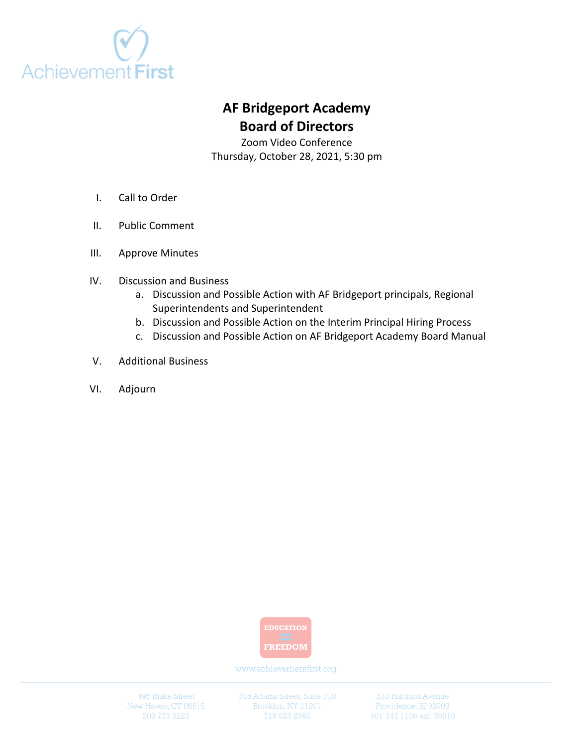Achievement First

# AF Bridgeport Academy
# Board of Directors

Zoom Video Conference
Thursday, October 28, 2021, 5:30 pm

I. Call to Order

II. Public Comment

III. Approve Minutes

IV. Discussion and Business
   a. Discussion and Possible Action with AF Bridgeport principals, Regional Superintendents and Superintendent
   b. Discussion and Possible Action on the Interim Principal Hiring Process
   c. Discussion and Possible Action on AF Bridgeport Academy Board Manual

V. Additional Business

VI. Adjourn

EDUCATION = FREEDOM

www.achievementfirst.org

495 Blake Street
New Haven, CT 06515
203 773 3223

335 Adams Street, Suite 700
Brooklyn, NY 11201
718 623 2660

370 Hartford Avenue
Providence, RI 02909
401 347 1106 ext. 30610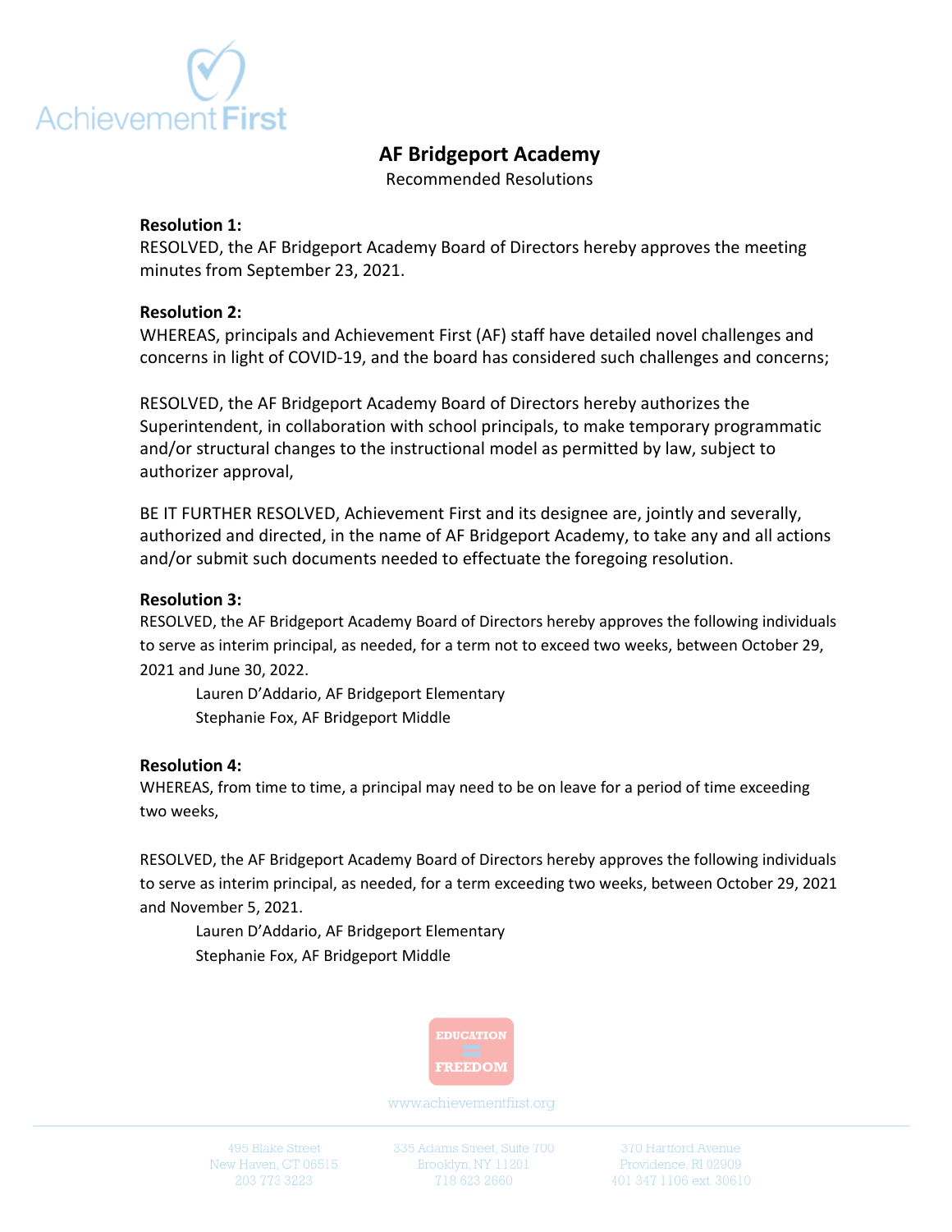# AF Bridgeport Academy

Recommended Resolutions

**Resolution 1:**

RESOLVED, the AF Bridgeport Academy Board of Directors hereby approves the meeting minutes from September 23, 2021.

**Resolution 2:**

WHEREAS, principals and Achievement First (AF) staff have detailed novel challenges and concerns in light of COVID-19, and the board has considered such challenges and concerns;

RESOLVED, the AF Bridgeport Academy Board of Directors hereby authorizes the Superintendent, in collaboration with school principals, to make temporary programmatic and/or structural changes to the instructional model as permitted by law, subject to authorizer approval,

BE IT FURTHER RESOLVED, Achievement First and its designee are, jointly and severally, authorized and directed, in the name of AF Bridgeport Academy, to take any and all actions and/or submit such documents needed to effectuate the foregoing resolution.

**Resolution 3:**

RESOLVED, the AF Bridgeport Academy Board of Directors hereby approves the following individuals to serve as interim principal, as needed, for a term not to exceed two weeks, between October 29, 2021 and June 30, 2022.

Lauren D'Addario, AF Bridgeport Elementary
Stephanie Fox, AF Bridgeport Middle

**Resolution 4:**

WHEREAS, from time to time, a principal may need to be on leave for a period of time exceeding two weeks,

RESOLVED, the AF Bridgeport Academy Board of Directors hereby approves the following individuals to serve as interim principal, as needed, for a term exceeding two weeks, between October 29, 2021 and November 5, 2021.

Lauren D'Addario, AF Bridgeport Elementary
Stephanie Fox, AF Bridgeport Middle